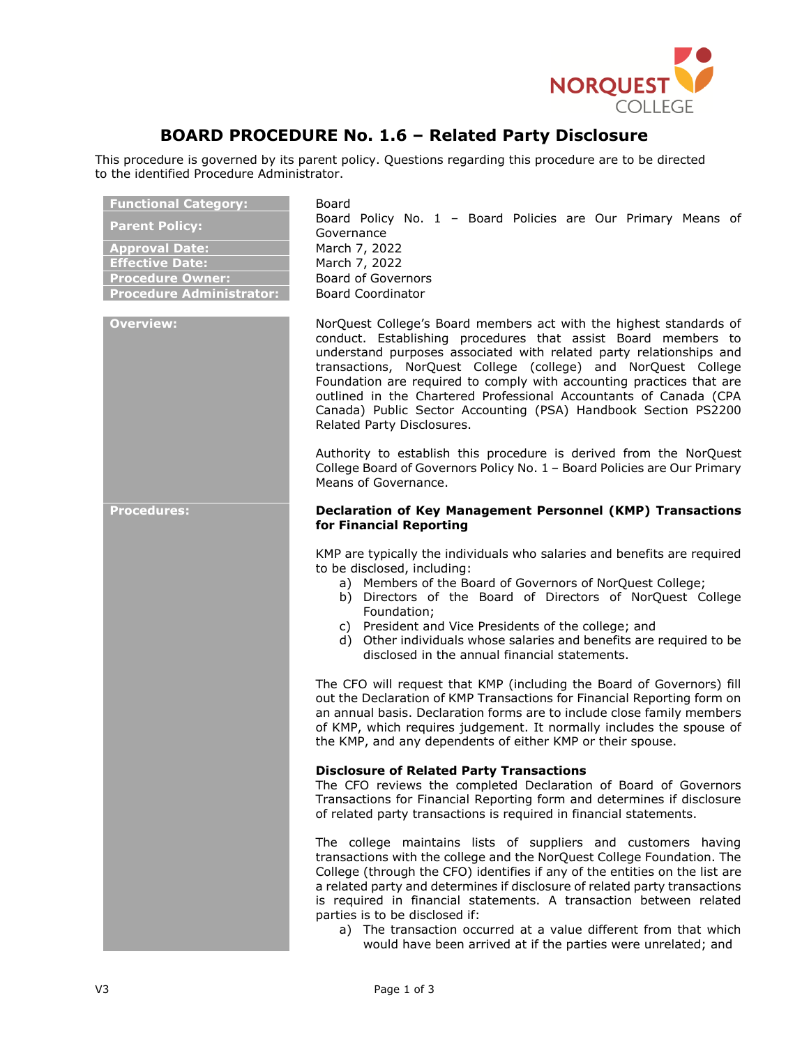# BOARD PROCEDURE No. 1.6 – Related Party Disclosure

This procedure is governed by its parent policy. Questions regarding this procedure are to be directed to the identified Procedure Administrator.

| | |
|---|---|
| **Functional Category:** | Board |
| **Parent Policy:** | Board Policy No. 1 – Board Policies are Our Primary Means of Governance |
| **Approval Date:** | March 7, 2022 |
| **Effective Date:** | March 7, 2022 |
| **Procedure Owner:** | Board of Governors |
| **Procedure Administrator:** | Board Coordinator |

## Overview:

NorQuest College's Board members act with the highest standards of conduct. Establishing procedures that assist Board members to understand purposes associated with related party relationships and transactions, NorQuest College (college) and NorQuest College Foundation are required to comply with accounting practices that are outlined in the Chartered Professional Accountants of Canada (CPA Canada) Public Sector Accounting (PSA) Handbook Section PS2200 Related Party Disclosures.

Authority to establish this procedure is derived from the NorQuest College Board of Governors Policy No. 1 – Board Policies are Our Primary Means of Governance.

## Procedures:

**Declaration of Key Management Personnel (KMP) Transactions for Financial Reporting**

KMP are typically the individuals who salaries and benefits are required to be disclosed, including:

a) Members of the Board of Governors of NorQuest College;
b) Directors of the Board of Directors of NorQuest College Foundation;
c) President and Vice Presidents of the college; and
d) Other individuals whose salaries and benefits are required to be disclosed in the annual financial statements.

The CFO will request that KMP (including the Board of Governors) fill out the Declaration of KMP Transactions for Financial Reporting form on an annual basis. Declaration forms are to include close family members of KMP, which requires judgement. It normally includes the spouse of the KMP, and any dependents of either KMP or their spouse.

**Disclosure of Related Party Transactions**

The CFO reviews the completed Declaration of Board of Governors Transactions for Financial Reporting form and determines if disclosure of related party transactions is required in financial statements.

The college maintains lists of suppliers and customers having transactions with the college and the NorQuest College Foundation. The College (through the CFO) identifies if any of the entities on the list are a related party and determines if disclosure of related party transactions is required in financial statements. A transaction between related parties is to be disclosed if:

a) The transaction occurred at a value different from that which would have been arrived at if the parties were unrelated; and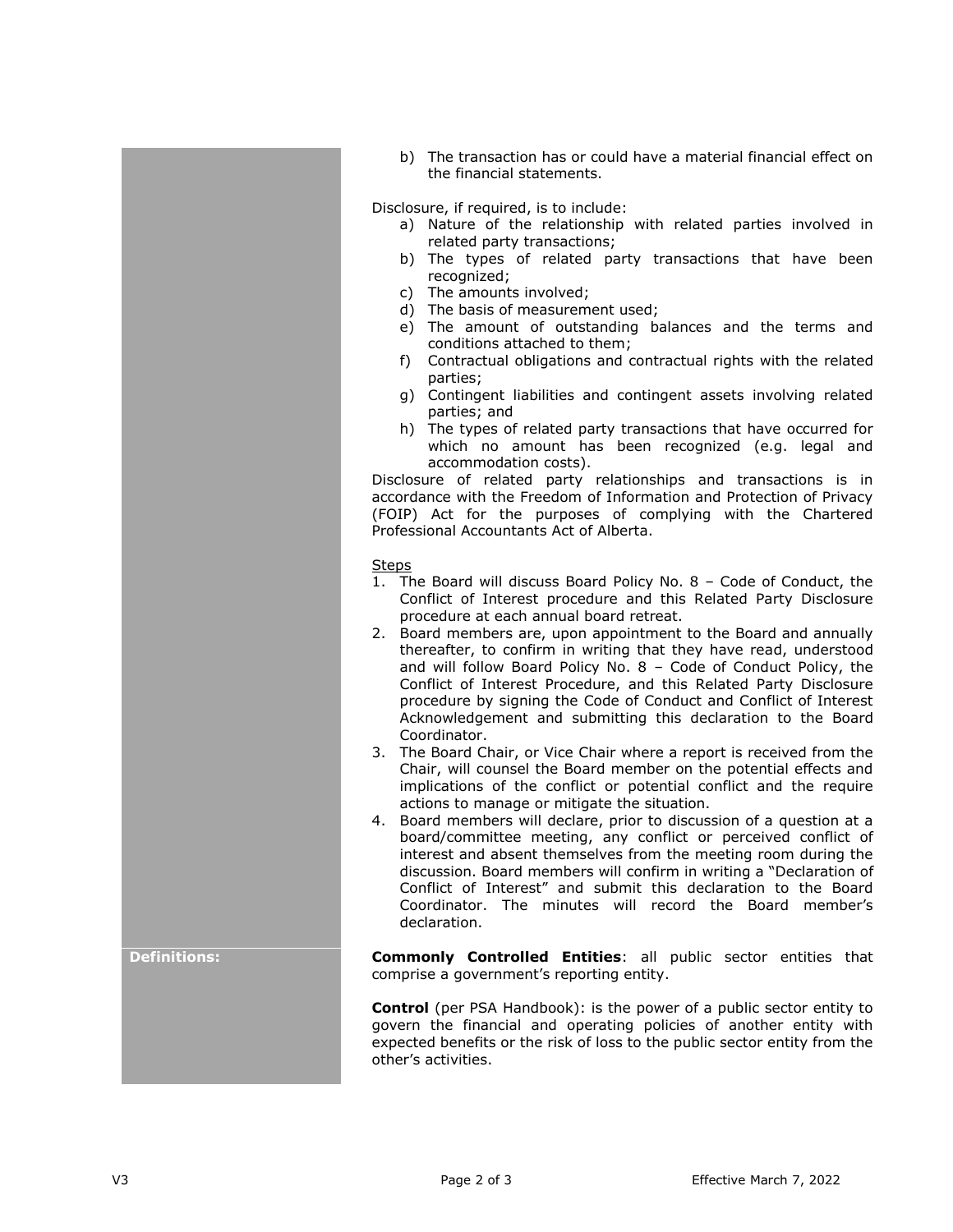b) The transaction has or could have a material financial effect on the financial statements.

Disclosure, if required, is to include:

a) Nature of the relationship with related parties involved in related party transactions;
b) The types of related party transactions that have been recognized;
c) The amounts involved;
d) The basis of measurement used;
e) The amount of outstanding balances and the terms and conditions attached to them;
f) Contractual obligations and contractual rights with the related parties;
g) Contingent liabilities and contingent assets involving related parties; and
h) The types of related party transactions that have occurred for which no amount has been recognized (e.g. legal and accommodation costs).

Disclosure of related party relationships and transactions is in accordance with the Freedom of Information and Protection of Privacy (FOIP) Act for the purposes of complying with the Chartered Professional Accountants Act of Alberta.

Steps

1. The Board will discuss Board Policy No. 8 – Code of Conduct, the Conflict of Interest procedure and this Related Party Disclosure procedure at each annual board retreat.
2. Board members are, upon appointment to the Board and annually thereafter, to confirm in writing that they have read, understood and will follow Board Policy No. 8 – Code of Conduct Policy, the Conflict of Interest Procedure, and this Related Party Disclosure procedure by signing the Code of Conduct and Conflict of Interest Acknowledgement and submitting this declaration to the Board Coordinator.
3. The Board Chair, or Vice Chair where a report is received from the Chair, will counsel the Board member on the potential effects and implications of the conflict or potential conflict and the require actions to manage or mitigate the situation.
4. Board members will declare, prior to discussion of a question at a board/committee meeting, any conflict or perceived conflict of interest and absent themselves from the meeting room during the discussion. Board members will confirm in writing a "Declaration of Conflict of Interest" and submit this declaration to the Board Coordinator. The minutes will record the Board member's declaration.

**Definitions:**

**Commonly Controlled Entities**: all public sector entities that comprise a government's reporting entity.

**Control** (per PSA Handbook): is the power of a public sector entity to govern the financial and operating policies of another entity with expected benefits or the risk of loss to the public sector entity from the other's activities.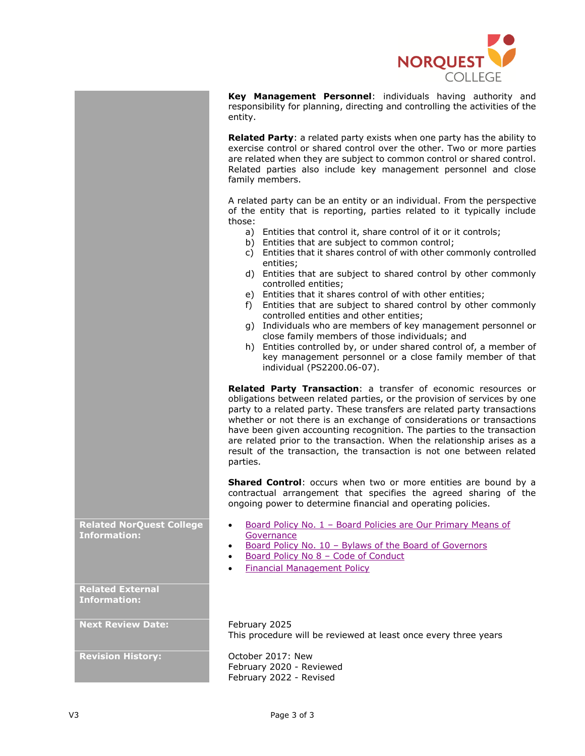**Key Management Personnel**: individuals having authority and responsibility for planning, directing and controlling the activities of the entity.

**Related Party**: a related party exists when one party has the ability to exercise control or shared control over the other. Two or more parties are related when they are subject to common control or shared control. Related parties also include key management personnel and close family members.

A related party can be an entity or an individual. From the perspective of the entity that is reporting, parties related to it typically include those:

a) Entities that control it, share control of it or it controls;
b) Entities that are subject to common control;
c) Entities that it shares control of with other commonly controlled entities;
d) Entities that are subject to shared control by other commonly controlled entities;
e) Entities that it shares control of with other entities;
f) Entities that are subject to shared control by other commonly controlled entities and other entities;
g) Individuals who are members of key management personnel or close family members of those individuals; and
h) Entities controlled by, or under shared control of, a member of key management personnel or a close family member of that individual (PS2200.06-07).

**Related Party Transaction**: a transfer of economic resources or obligations between related parties, or the provision of services by one party to a related party. These transfers are related party transactions whether or not there is an exchange of considerations or transactions have been given accounting recognition. The parties to the transaction are related prior to the transaction. When the relationship arises as a result of the transaction, the transaction is not one between related parties.

**Shared Control**: occurs when two or more entities are bound by a contractual arrangement that specifies the agreed sharing of the ongoing power to determine financial and operating policies.

**Related NorQuest College Information:**

- Board Policy No. 1 – Board Policies are Our Primary Means of Governance
- Board Policy No. 10 – Bylaws of the Board of Governors
- Board Policy No 8 – Code of Conduct
- Financial Management Policy

**Related External Information:**

**Next Review Date:**

February 2025
This procedure will be reviewed at least once every three years

**Revision History:**

October 2017: New
February 2020 - Reviewed
February 2022 - Revised